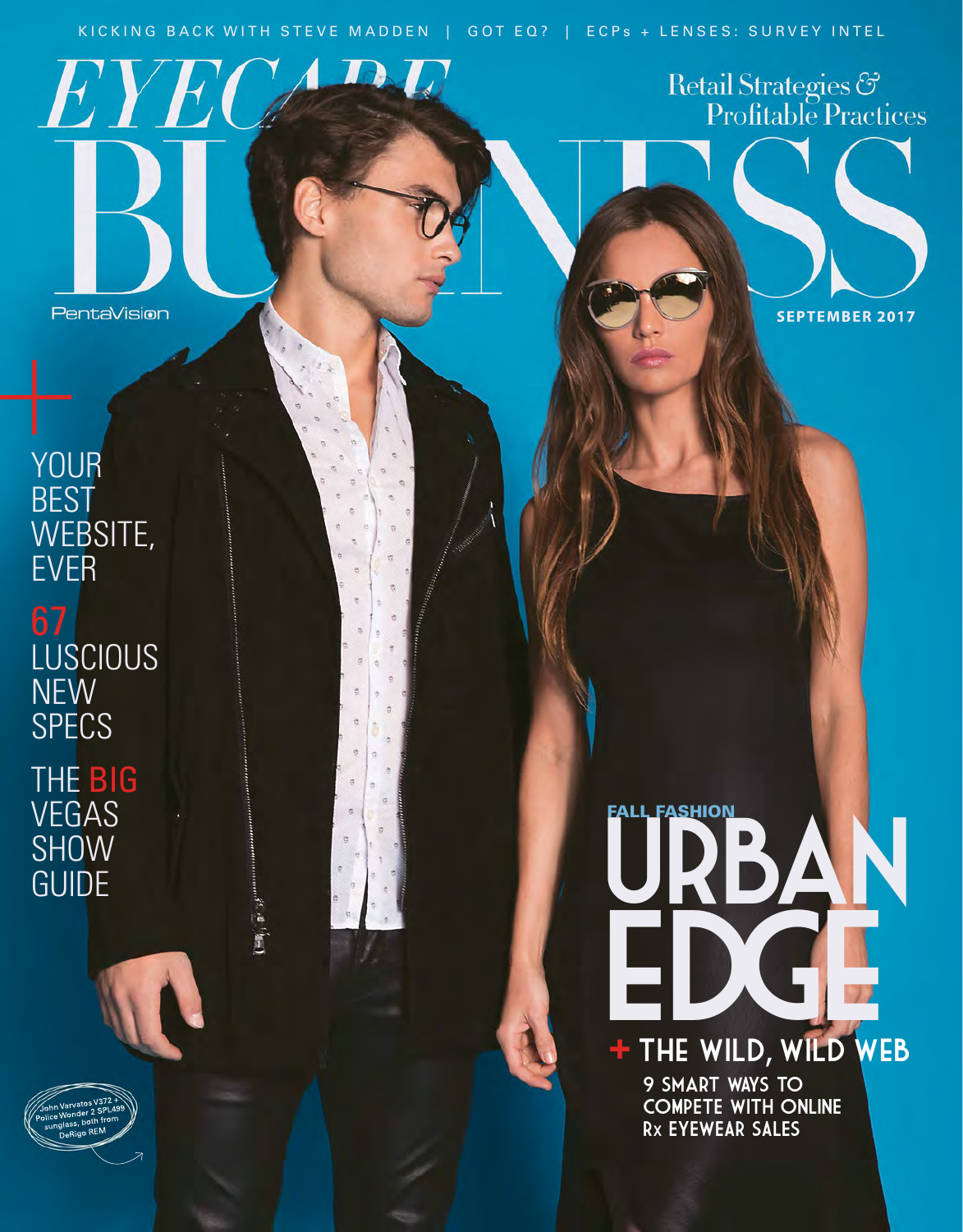KICKING BACK WITH STEVE MADDEN | GOT EQ? | ECPs + LENSES: SURVEY INTEL

# EYECARE BUSINESS

Retail Strategies & Profitable Practices

PentaVision

SEPTEMBER 2017

## YOUR BEST WEBSITE, EVER

## 67 LUSCIOUS NEW SPECS

## THE BIG VEGAS SHOW GUIDE

FALL FASHION

# URBAN EDGE

## + THE WILD, WILD WEB

### 9 SMART WAYS TO COMPETE WITH ONLINE Rx EYEWEAR SALES

John Varvatos V372 + Police Wonder 2 SPL499 sunglass, both from DeRigo REM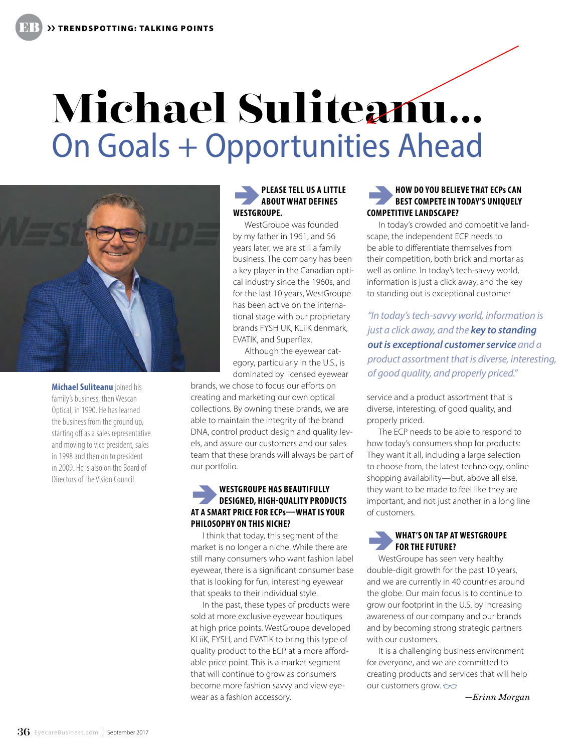# Michael Suliteanu...

## On Goals + Opportunities Ahead

**Michael Suliteanu** joined his family's business, then Wescan Optical, in 1990. He has learned the business from the ground up, starting off as a sales representative and moving to vice president, sales in 1998 and then on to president in 2009. He is also on the Board of Directors of The Vision Council.

### PLEASE TELL US A LITTLE ABOUT WHAT DEFINES WESTGROUPE.

WestGroupe was founded by my father in 1961, and 56 years later, we are still a family business. The company has been a key player in the Canadian optical industry since the 1960s, and for the last 10 years, WestGroupe has been active on the international stage with our proprietary brands FYSH UK, KLiiK denmark, EVATIK, and Superflex.

Although the eyewear category, particularly in the U.S., is dominated by licensed eyewear brands, we chose to focus our efforts on creating and marketing our own optical collections. By owning these brands, we are able to maintain the integrity of the brand DNA, control product design and quality levels, and assure our customers and our sales team that these brands will always be part of our portfolio.

### WESTGROUPE HAS BEAUTIFULLY DESIGNED, HIGH-QUALITY PRODUCTS AT A SMART PRICE FOR ECPs—WHAT IS YOUR PHILOSOPHY ON THIS NICHE?

I think that today, this segment of the market is no longer a niche. While there are still many consumers who want fashion label eyewear, there is a significant consumer base that is looking for fun, interesting eyewear that speaks to their individual style.

In the past, these types of products were sold at more exclusive eyewear boutiques at high price points. WestGroupe developed KLiiK, FYSH, and EVATIK to bring this type of quality product to the ECP at a more affordable price point. This is a market segment that will continue to grow as consumers become more fashion savvy and view eyewear as a fashion accessory.

### HOW DO YOU BELIEVE THAT ECPs CAN BEST COMPETE IN TODAY'S UNIQUELY COMPETITIVE LANDSCAPE?

In today's crowded and competitive landscape, the independent ECP needs to be able to differentiate themselves from their competition, both brick and mortar as well as online. In today's tech-savvy world, information is just a click away, and the key to standing out is exceptional customer service and a product assortment that is diverse, interesting, of good quality, and properly priced.

> *"In today's tech-savvy world, information is just a click away, and the **key to standing out is exceptional customer service** and a product assortment that is diverse, interesting, of good quality, and properly priced."*

The ECP needs to be able to respond to how today's consumers shop for products: They want it all, including a large selection to choose from, the latest technology, online shopping availability—but, above all else, they want to be made to feel like they are important, and not just another in a long line of customers.

### WHAT'S ON TAP AT WESTGROUPE FOR THE FUTURE?

WestGroupe has seen very healthy double-digit growth for the past 10 years, and we are currently in 40 countries around the globe. Our main focus is to continue to grow our footprint in the U.S. by increasing awareness of our company and our brands and by becoming strong strategic partners with our customers.

It is a challenging business environment for everyone, and we are committed to creating products and services that will help our customers grow.

*—Erinn Morgan*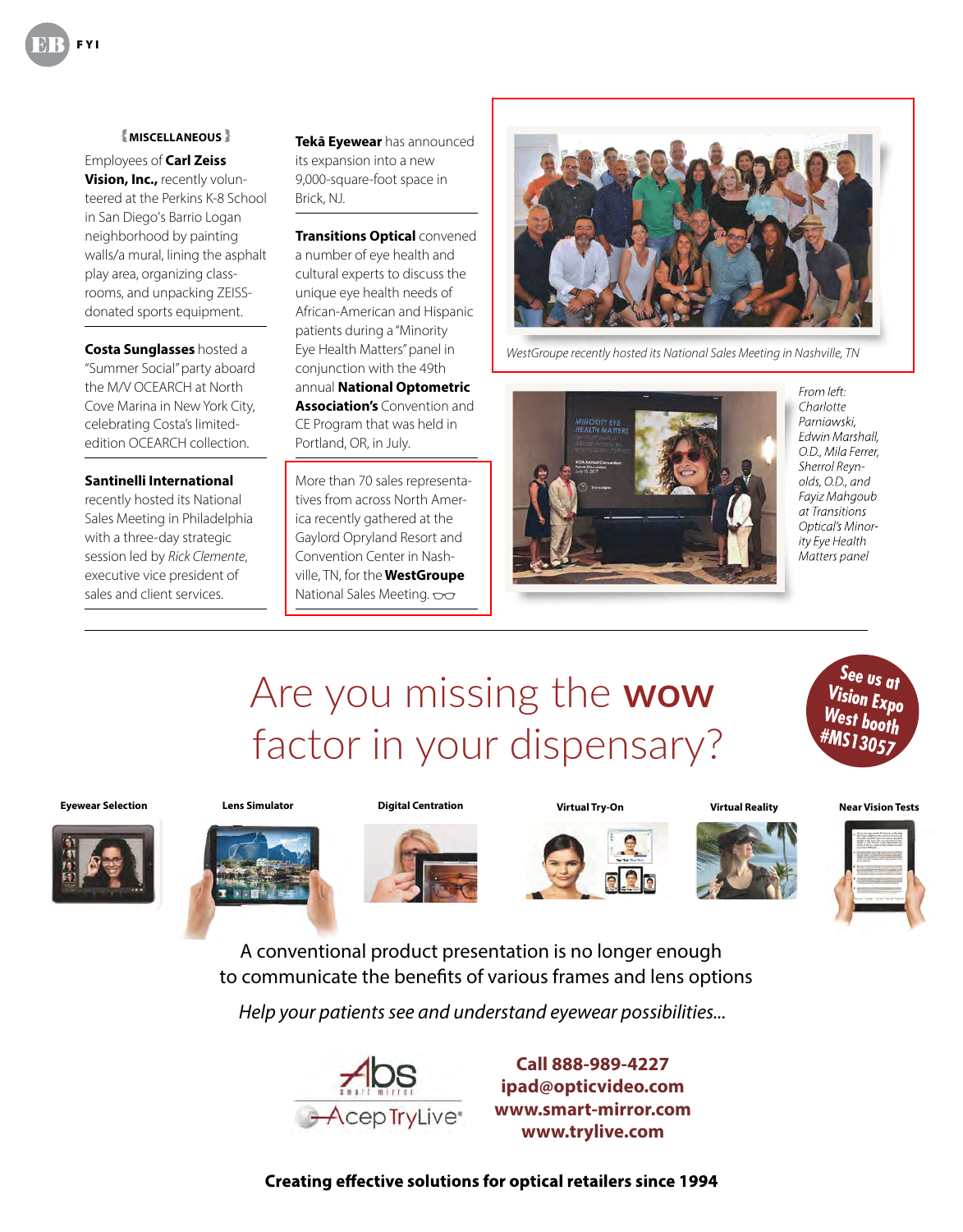### MISCELLANEOUS

Employees of **Carl Zeiss Vision, Inc.,** recently volunteered at the Perkins K-8 School in San Diego's Barrio Logan neighborhood by painting walls/a mural, lining the asphalt play area, organizing classrooms, and unpacking ZEISS-donated sports equipment.

**Costa Sunglasses** hosted a "Summer Social" party aboard the M/V OCEARCH at North Cove Marina in New York City, celebrating Costa's limited-edition OCEARCH collection.

**Santinelli International** recently hosted its National Sales Meeting in Philadelphia with a three-day strategic session led by *Rick Clemente*, executive vice president of sales and client services.

**Tekā Eyewear** has announced its expansion into a new 9,000-square-foot space in Brick, NJ.

**Transitions Optical** convened a number of eye health and cultural experts to discuss the unique eye health needs of African-American and Hispanic patients during a "Minority Eye Health Matters" panel in conjunction with the 49th annual **National Optometric Association's** Convention and CE Program that was held in Portland, OR, in July.

More than 70 sales representatives from across North America recently gathered at the Gaylord Opryland Resort and Convention Center in Nashville, TN, for the **WestGroupe** National Sales Meeting.

*WestGroupe recently hosted its National Sales Meeting in Nashville, TN*

*From left: Charlotte Parniawski, Edwin Marshall, O.D., Mila Ferrer, Sherrol Reynolds, O.D., and Fayiz Mahgoub at Transitions Optical's Minority Eye Health Matters panel*

# Are you missing the **wow** factor in your dispensary?

See us at Vision Expo West booth #MS13057

Eyewear Selection | Lens Simulator | Digital Centration | Virtual Try-On | Virtual Reality | Near Vision Tests

A conventional product presentation is no longer enough to communicate the benefits of various frames and lens options

*Help your patients see and understand eyewear possibilities...*

Abs smart mirror
Acep TryLive

**Call 888-989-4227**
**ipad@opticvideo.com**
**www.smart-mirror.com**
**www.trylive.com**

**Creating effective solutions for optical retailers since 1994**